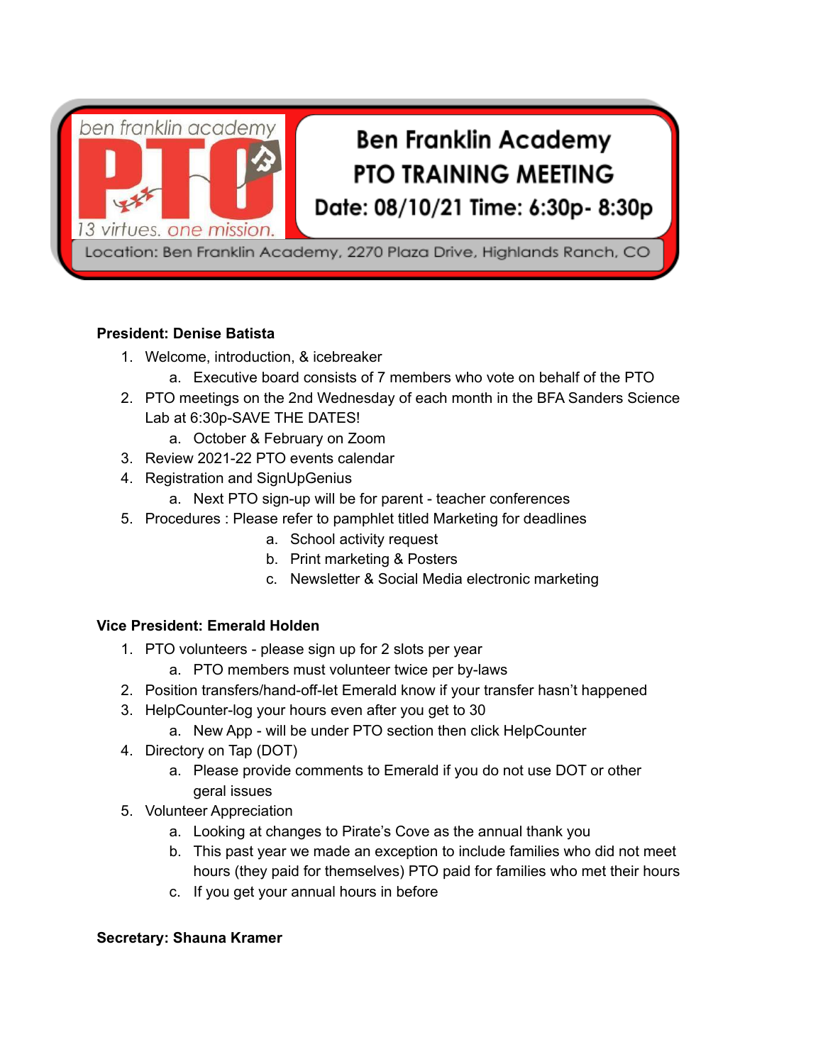ben franklin academy **PTO** 13 virtues. one mission.

# Ben Franklin Academy PTO TRAINING MEETING

**Date: 08/10/21 Time: 6:30p- 8:30p**

Location: Ben Franklin Academy, 2270 Plaza Drive, Highlands Ranch, CO

**President: Denise Batista**

1. Welcome, introduction, & icebreaker
   a. Executive board consists of 7 members who vote on behalf of the PTO
2. PTO meetings on the 2nd Wednesday of each month in the BFA Sanders Science Lab at 6:30p-SAVE THE DATES!
   a. October & February on Zoom
3. Review 2021-22 PTO events calendar
4. Registration and SignUpGenius
   a. Next PTO sign-up will be for parent - teacher conferences
5. Procedures : Please refer to pamphlet titled Marketing for deadlines
   a. School activity request
   b. Print marketing & Posters
   c. Newsletter & Social Media electronic marketing

**Vice President: Emerald Holden**

1. PTO volunteers - please sign up for 2 slots per year
   a. PTO members must volunteer twice per by-laws
2. Position transfers/hand-off-let Emerald know if your transfer hasn't happened
3. HelpCounter-log your hours even after you get to 30
   a. New App - will be under PTO section then click HelpCounter
4. Directory on Tap (DOT)
   a. Please provide comments to Emerald if you do not use DOT or other geral issues
5. Volunteer Appreciation
   a. Looking at changes to Pirate's Cove as the annual thank you
   b. This past year we made an exception to include families who did not meet hours (they paid for themselves) PTO paid for families who met their hours
   c. If you get your annual hours in before

**Secretary: Shauna Kramer**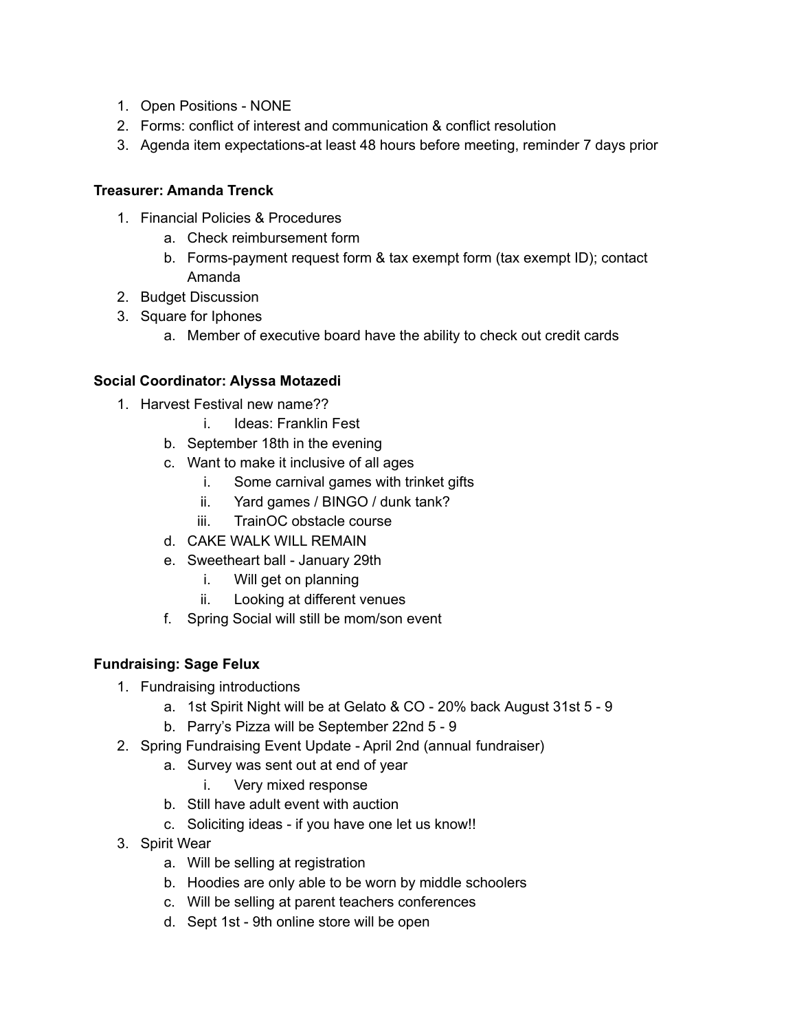1. Open Positions - NONE
2. Forms: conflict of interest and communication & conflict resolution
3. Agenda item expectations-at least 48 hours before meeting, reminder 7 days prior

**Treasurer: Amanda Trenck**

1. Financial Policies & Procedures
   a. Check reimbursement form
   b. Forms-payment request form & tax exempt form (tax exempt ID); contact Amanda
2. Budget Discussion
3. Square for Iphones
   a. Member of executive board have the ability to check out credit cards

**Social Coordinator: Alyssa Motazedi**

1. Harvest Festival new name??
      i. Ideas: Franklin Fest
   b. September 18th in the evening
   c. Want to make it inclusive of all ages
      i. Some carnival games with trinket gifts
      ii. Yard games / BINGO / dunk tank?
      iii. TrainOC obstacle course
   d. CAKE WALK WILL REMAIN
   e. Sweetheart ball - January 29th
      i. Will get on planning
      ii. Looking at different venues
   f. Spring Social will still be mom/son event

**Fundraising: Sage Felux**

1. Fundraising introductions
   a. 1st Spirit Night will be at Gelato & CO - 20% back August 31st 5 - 9
   b. Parry's Pizza will be September 22nd 5 - 9
2. Spring Fundraising Event Update - April 2nd (annual fundraiser)
   a. Survey was sent out at end of year
      i. Very mixed response
   b. Still have adult event with auction
   c. Soliciting ideas - if you have one let us know!!
3. Spirit Wear
   a. Will be selling at registration
   b. Hoodies are only able to be worn by middle schoolers
   c. Will be selling at parent teachers conferences
   d. Sept 1st - 9th online store will be open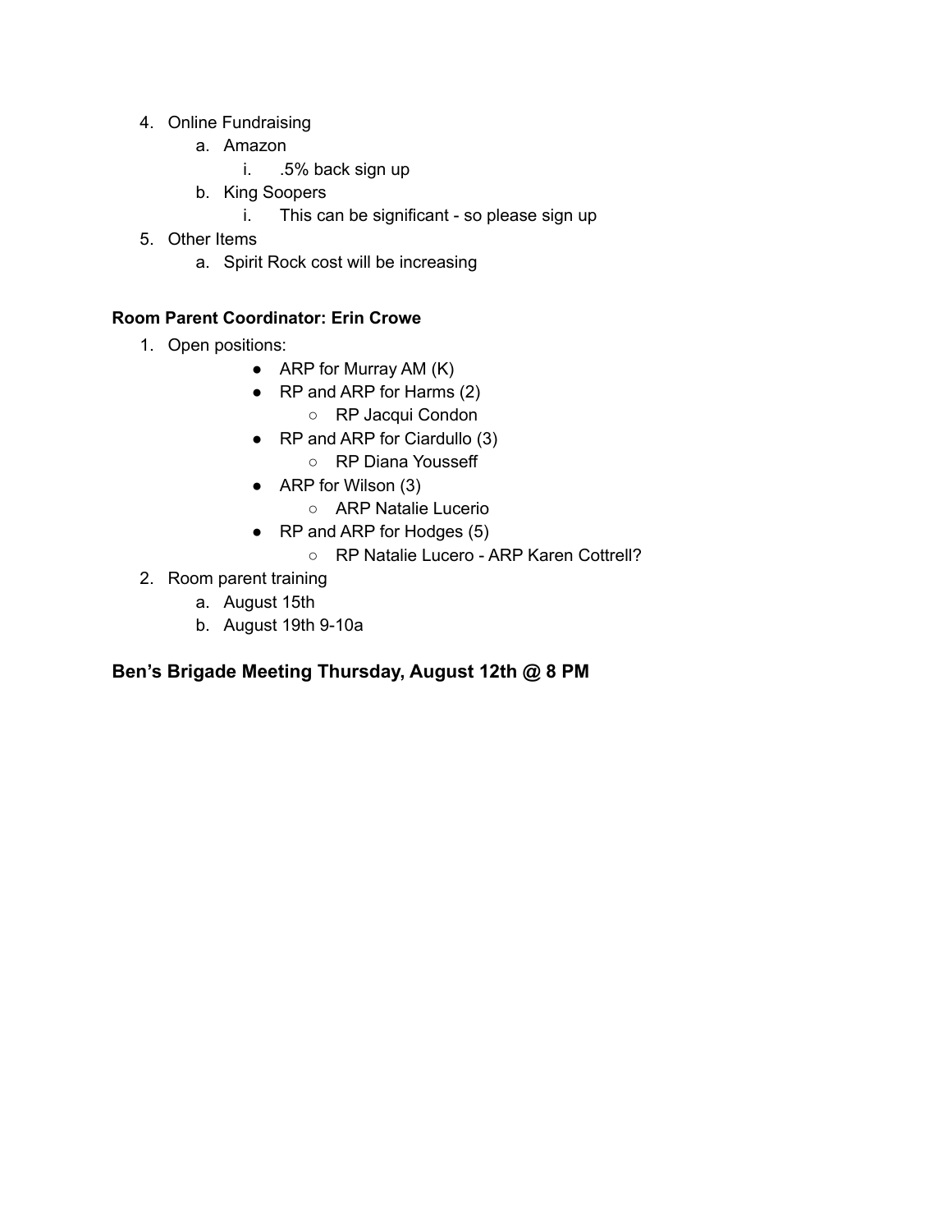4. Online Fundraising
    a. Amazon
        i. .5% back sign up
    b. King Soopers
        i. This can be significant - so please sign up
5. Other Items
    a. Spirit Rock cost will be increasing

**Room Parent Coordinator: Erin Crowe**

1. Open positions:
    - ARP for Murray AM (K)
    - RP and ARP for Harms (2)
        - RP Jacqui Condon
    - RP and ARP for Ciardullo (3)
        - RP Diana Yousseff
    - ARP for Wilson (3)
        - ARP Natalie Lucerio
    - RP and ARP for Hodges (5)
        - RP Natalie Lucero - ARP Karen Cottrell?
2. Room parent training
    a. August 15th
    b. August 19th 9-10a

## Ben's Brigade Meeting Thursday, August 12th @ 8 PM